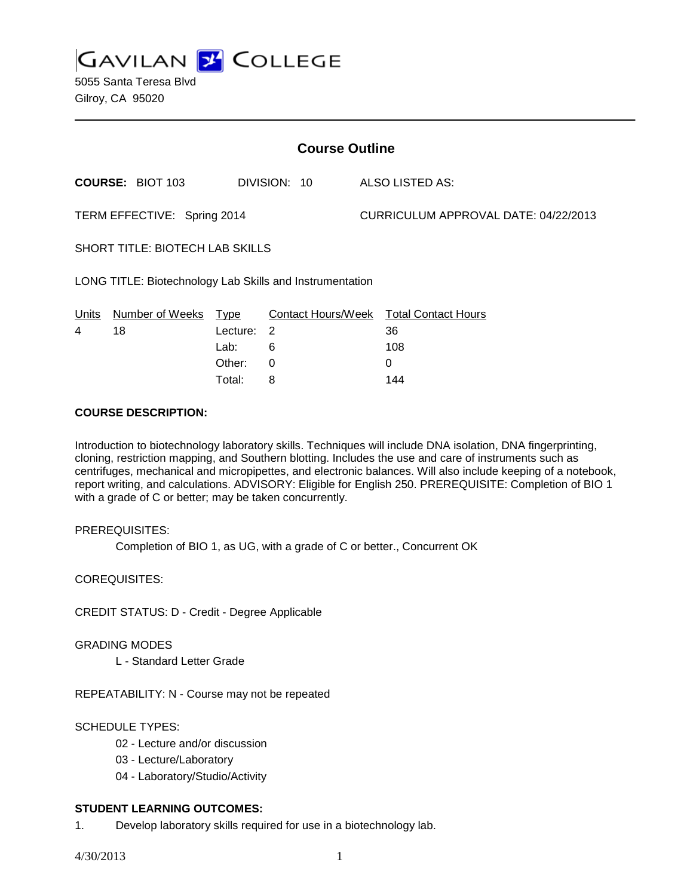# GAVILAN COLLEGE

5055 Santa Teresa Blvd
Gilroy, CA 95020

---

## Course Outline

**COURSE:** BIOT 103 DIVISION: 10 ALSO LISTED AS:

TERM EFFECTIVE: Spring 2014 CURRICULUM APPROVAL DATE: 04/22/2013

SHORT TITLE: BIOTECH LAB SKILLS

LONG TITLE: Biotechnology Lab Skills and Instrumentation

| Units | Number of Weeks | Type | Contact Hours/Week | Total Contact Hours |
|---|---|---|---|---|
| 4 | 18 | Lecture: | 2 | 36 |
| | | Lab: | 6 | 108 |
| | | Other: | 0 | 0 |
| | | Total: | 8 | 144 |

**COURSE DESCRIPTION:**

Introduction to biotechnology laboratory skills. Techniques will include DNA isolation, DNA fingerprinting, cloning, restriction mapping, and Southern blotting. Includes the use and care of instruments such as centrifuges, mechanical and micropipettes, and electronic balances. Will also include keeping of a notebook, report writing, and calculations. ADVISORY: Eligible for English 250. PREREQUISITE: Completion of BIO 1 with a grade of C or better; may be taken concurrently.

PREREQUISITES:

Completion of BIO 1, as UG, with a grade of C or better., Concurrent OK

COREQUISITES:

CREDIT STATUS: D - Credit - Degree Applicable

GRADING MODES

L - Standard Letter Grade

REPEATABILITY: N - Course may not be repeated

SCHEDULE TYPES:

02 - Lecture and/or discussion
03 - Lecture/Laboratory
04 - Laboratory/Studio/Activity

**STUDENT LEARNING OUTCOMES:**

1. Develop laboratory skills required for use in a biotechnology lab.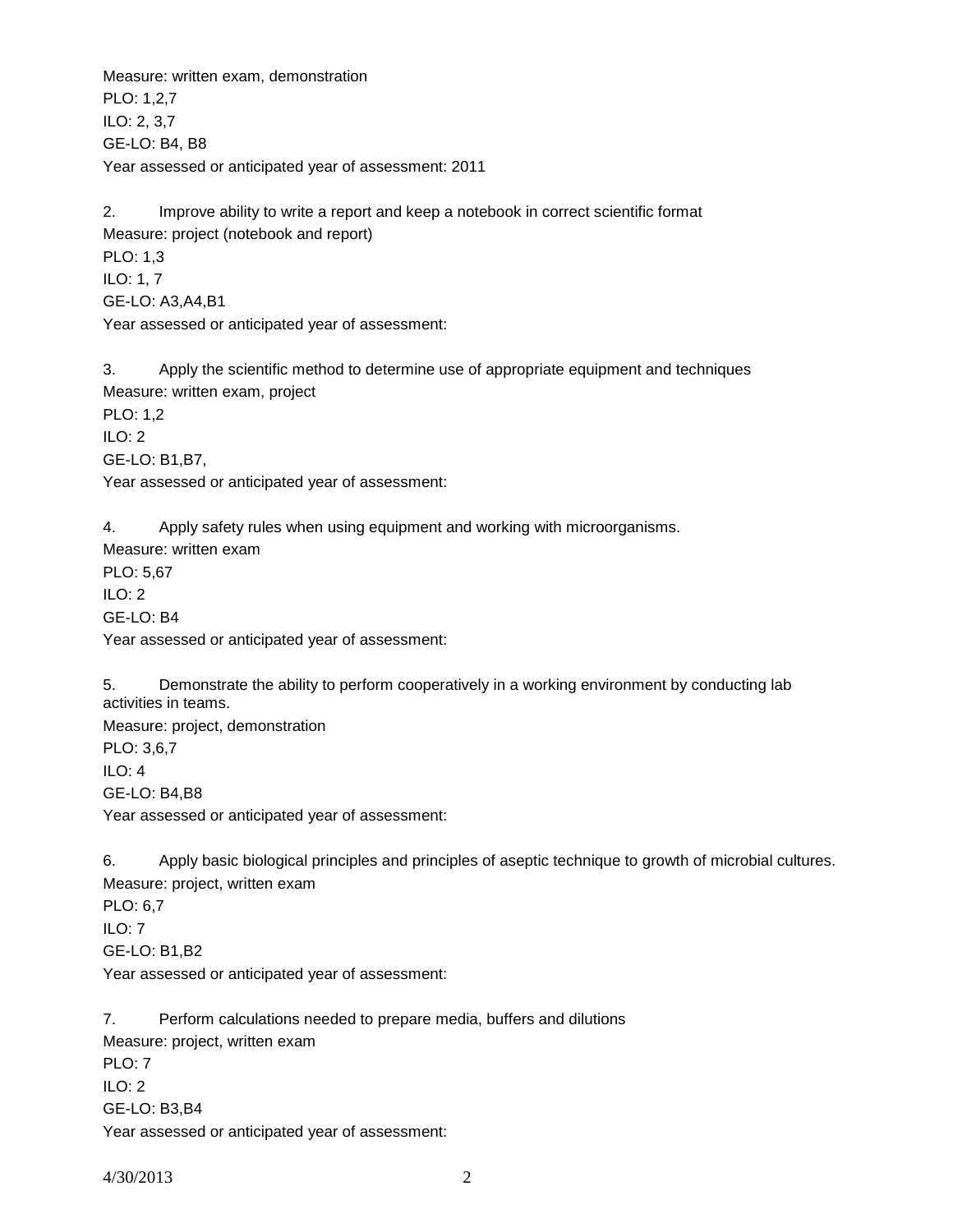Measure: written exam, demonstration
PLO: 1,2,7
ILO: 2, 3,7
GE-LO: B4, B8
Year assessed or anticipated year of assessment: 2011

2. Improve ability to write a report and keep a notebook in correct scientific format
Measure: project (notebook and report)
PLO: 1,3
ILO: 1, 7
GE-LO: A3,A4,B1
Year assessed or anticipated year of assessment:

3. Apply the scientific method to determine use of appropriate equipment and techniques
Measure: written exam, project
PLO: 1,2
ILO: 2
GE-LO: B1,B7,
Year assessed or anticipated year of assessment:

4. Apply safety rules when using equipment and working with microorganisms.
Measure: written exam
PLO: 5,67
ILO: 2
GE-LO: B4
Year assessed or anticipated year of assessment:

5. Demonstrate the ability to perform cooperatively in a working environment by conducting lab activities in teams.
Measure: project, demonstration
PLO: 3,6,7
ILO: 4
GE-LO: B4,B8
Year assessed or anticipated year of assessment:

6. Apply basic biological principles and principles of aseptic technique to growth of microbial cultures.
Measure: project, written exam
PLO: 6,7
ILO: 7
GE-LO: B1,B2
Year assessed or anticipated year of assessment:

7. Perform calculations needed to prepare media, buffers and dilutions
Measure: project, written exam
PLO: 7
ILO: 2
GE-LO: B3,B4
Year assessed or anticipated year of assessment: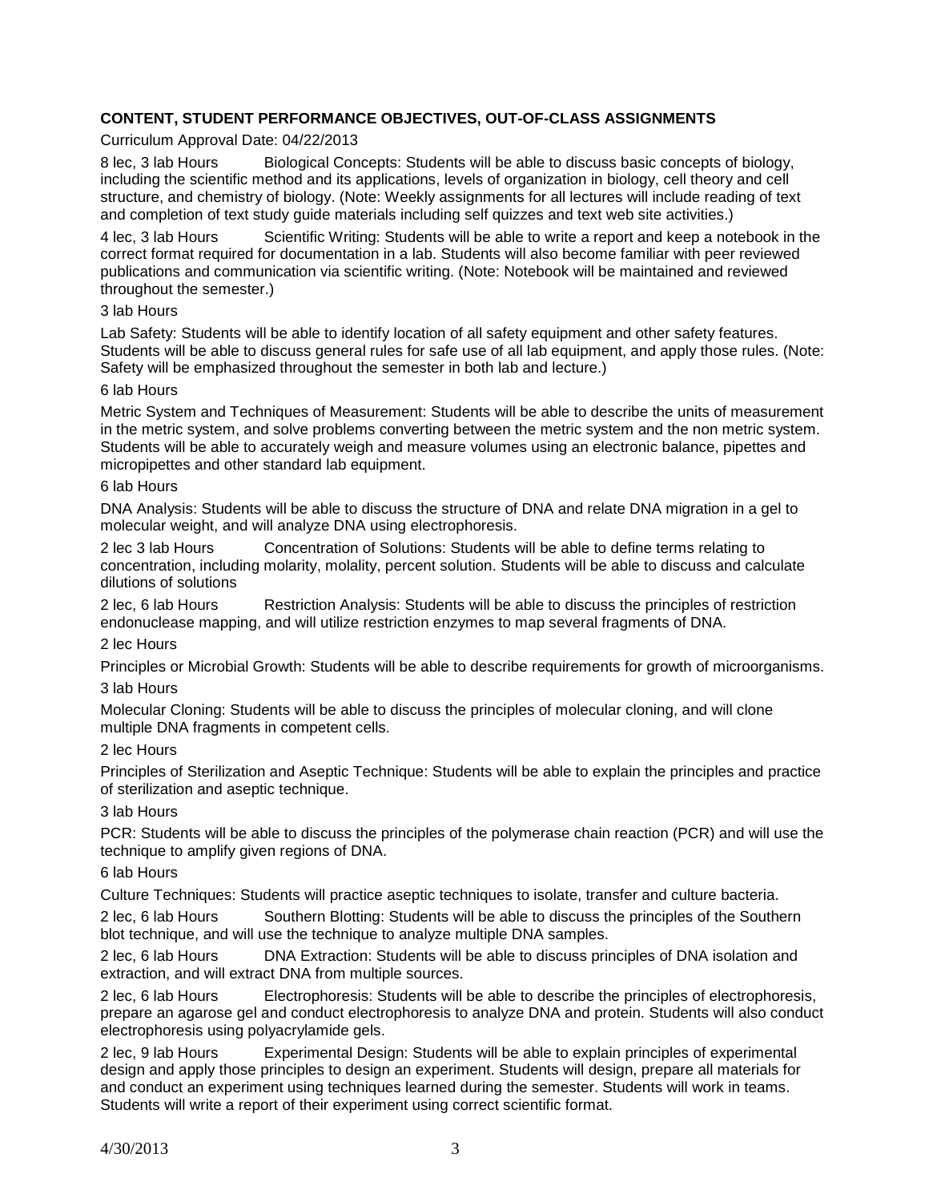**CONTENT, STUDENT PERFORMANCE OBJECTIVES, OUT-OF-CLASS ASSIGNMENTS**

Curriculum Approval Date: 04/22/2013

8 lec, 3 lab Hours Biological Concepts: Students will be able to discuss basic concepts of biology, including the scientific method and its applications, levels of organization in biology, cell theory and cell structure, and chemistry of biology. (Note: Weekly assignments for all lectures will include reading of text and completion of text study guide materials including self quizzes and text web site activities.)

4 lec, 3 lab Hours Scientific Writing: Students will be able to write a report and keep a notebook in the correct format required for documentation in a lab. Students will also become familiar with peer reviewed publications and communication via scientific writing. (Note: Notebook will be maintained and reviewed throughout the semester.)

3 lab Hours

Lab Safety: Students will be able to identify location of all safety equipment and other safety features. Students will be able to discuss general rules for safe use of all lab equipment, and apply those rules. (Note: Safety will be emphasized throughout the semester in both lab and lecture.)

6 lab Hours

Metric System and Techniques of Measurement: Students will be able to describe the units of measurement in the metric system, and solve problems converting between the metric system and the non metric system. Students will be able to accurately weigh and measure volumes using an electronic balance, pipettes and micropipettes and other standard lab equipment.

6 lab Hours

DNA Analysis: Students will be able to discuss the structure of DNA and relate DNA migration in a gel to molecular weight, and will analyze DNA using electrophoresis.

2 lec 3 lab Hours Concentration of Solutions: Students will be able to define terms relating to concentration, including molarity, molality, percent solution. Students will be able to discuss and calculate dilutions of solutions

2 lec, 6 lab Hours Restriction Analysis: Students will be able to discuss the principles of restriction endonuclease mapping, and will utilize restriction enzymes to map several fragments of DNA.

2 lec Hours

Principles or Microbial Growth: Students will be able to describe requirements for growth of microorganisms.

3 lab Hours

Molecular Cloning: Students will be able to discuss the principles of molecular cloning, and will clone multiple DNA fragments in competent cells.

2 lec Hours

Principles of Sterilization and Aseptic Technique: Students will be able to explain the principles and practice of sterilization and aseptic technique.

3 lab Hours

PCR: Students will be able to discuss the principles of the polymerase chain reaction (PCR) and will use the technique to amplify given regions of DNA.

6 lab Hours

Culture Techniques: Students will practice aseptic techniques to isolate, transfer and culture bacteria.

2 lec, 6 lab Hours Southern Blotting: Students will be able to discuss the principles of the Southern blot technique, and will use the technique to analyze multiple DNA samples.

2 lec, 6 lab Hours DNA Extraction: Students will be able to discuss principles of DNA isolation and extraction, and will extract DNA from multiple sources.

2 lec, 6 lab Hours Electrophoresis: Students will be able to describe the principles of electrophoresis, prepare an agarose gel and conduct electrophoresis to analyze DNA and protein. Students will also conduct electrophoresis using polyacrylamide gels.

2 lec, 9 lab Hours Experimental Design: Students will be able to explain principles of experimental design and apply those principles to design an experiment. Students will design, prepare all materials for and conduct an experiment using techniques learned during the semester. Students will work in teams. Students will write a report of their experiment using correct scientific format.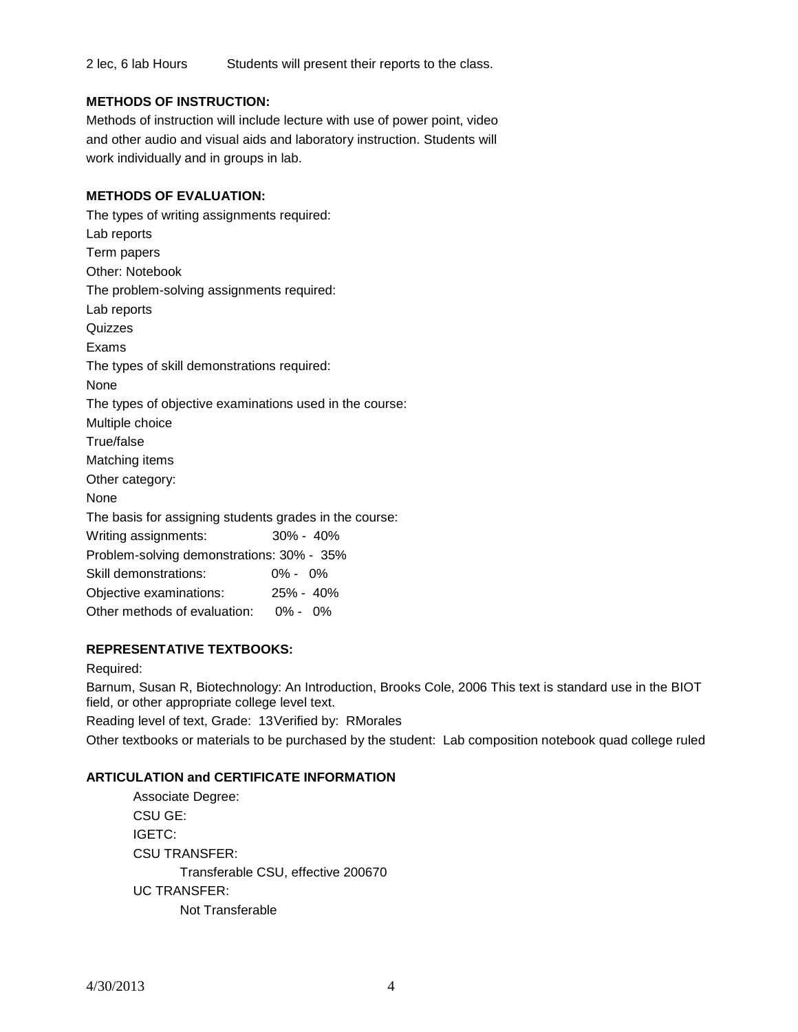2 lec, 6 lab Hours Students will present their reports to the class.

**METHODS OF INSTRUCTION:**

Methods of instruction will include lecture with use of power point, video and other audio and visual aids and laboratory instruction. Students will work individually and in groups in lab.

**METHODS OF EVALUATION:**

The types of writing assignments required:
Lab reports
Term papers
Other: Notebook
The problem-solving assignments required:
Lab reports
Quizzes
Exams
The types of skill demonstrations required:
None
The types of objective examinations used in the course:
Multiple choice
True/false
Matching items
Other category:
None
The basis for assigning students grades in the course:
Writing assignments: 30% - 40%
Problem-solving demonstrations: 30% - 35%
Skill demonstrations: 0% - 0%
Objective examinations: 25% - 40%
Other methods of evaluation: 0% - 0%

**REPRESENTATIVE TEXTBOOKS:**

Required:

Barnum, Susan R, Biotechnology: An Introduction, Brooks Cole, 2006 This text is standard use in the BIOT field, or other appropriate college level text.

Reading level of text, Grade: 13 Verified by: RMorales

Other textbooks or materials to be purchased by the student: Lab composition notebook quad college ruled

**ARTICULATION and CERTIFICATE INFORMATION**

Associate Degree:
CSU GE:
IGETC:
CSU TRANSFER:
Transferable CSU, effective 200670
UC TRANSFER:
Not Transferable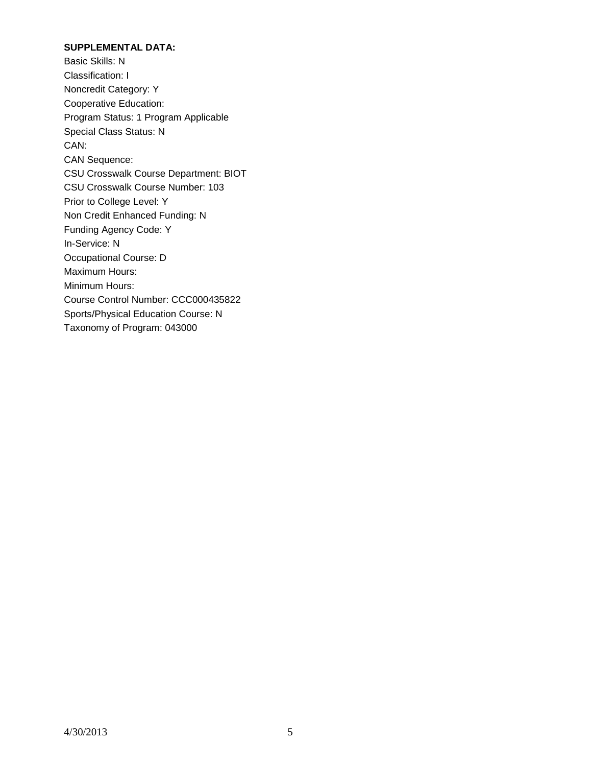**SUPPLEMENTAL DATA:**

Basic Skills: N

Classification: I

Noncredit Category: Y

Cooperative Education:

Program Status: 1 Program Applicable

Special Class Status: N

CAN:

CAN Sequence:

CSU Crosswalk Course Department: BIOT

CSU Crosswalk Course Number: 103

Prior to College Level: Y

Non Credit Enhanced Funding: N

Funding Agency Code: Y

In-Service: N

Occupational Course: D

Maximum Hours:

Minimum Hours:

Course Control Number: CCC000435822

Sports/Physical Education Course: N

Taxonomy of Program: 043000